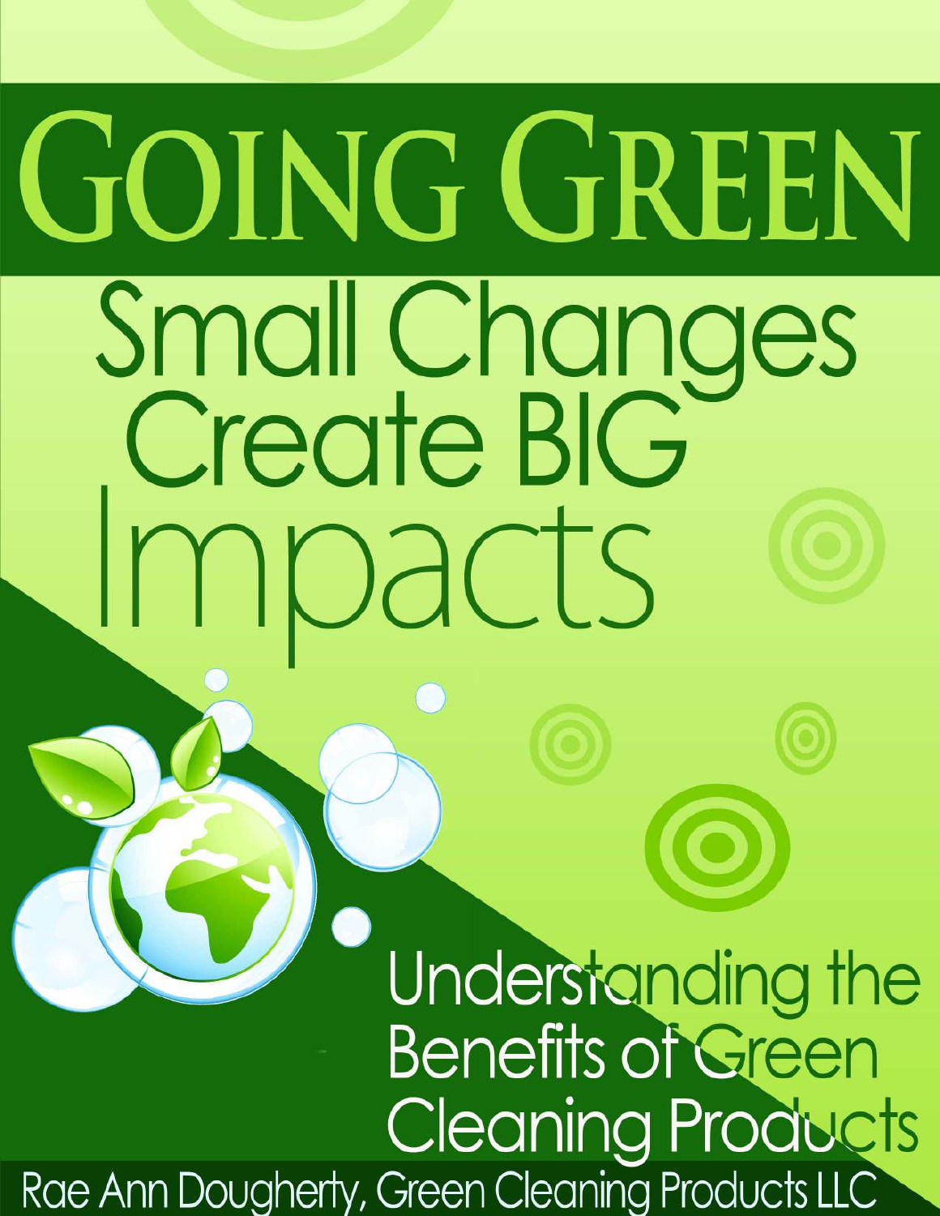# GOING GREEN

## Small Changes Create BIG Impacts

### Understanding the Benefits of Green Cleaning Products

Rae Ann Dougherty, Green Cleaning Products LLC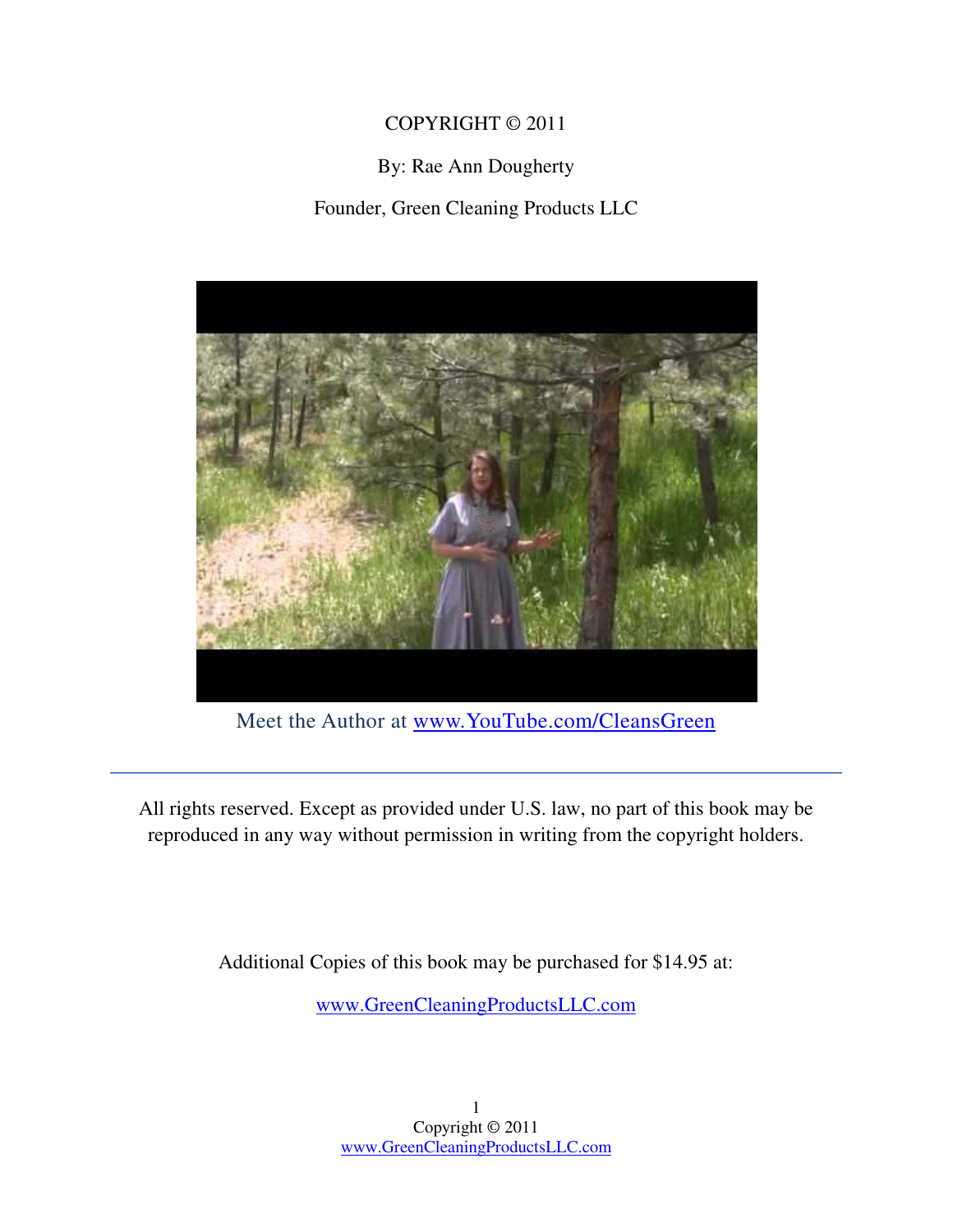COPYRIGHT © 2011

By: Rae Ann Dougherty

Founder, Green Cleaning Products LLC

Meet the Author at [www.YouTube.com/CleansGreen](http://www.YouTube.com/CleansGreen)

---

All rights reserved. Except as provided under U.S. law, no part of this book may be reproduced in any way without permission in writing from the copyright holders.

Additional Copies of this book may be purchased for $14.95 at:

[www.GreenCleaningProductsLLC.com](http://www.GreenCleaningProductsLLC.com)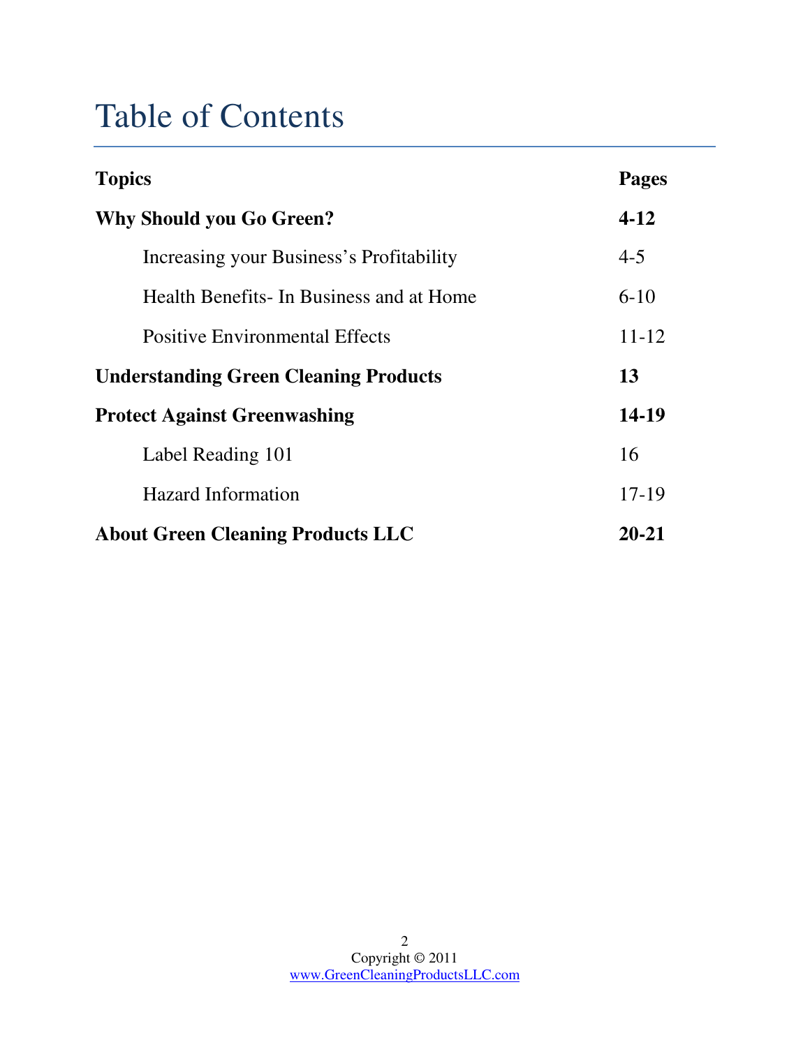# Table of Contents

| **Topics** | **Pages** |
|---|---|
| **Why Should you Go Green?** | **4-12** |
| Increasing your Business's Profitability | 4-5 |
| Health Benefits- In Business and at Home | 6-10 |
| Positive Environmental Effects | 11-12 |
| **Understanding Green Cleaning Products** | **13** |
| **Protect Against Greenwashing** | **14-19** |
| Label Reading 101 | 16 |
| Hazard Information | 17-19 |
| **About Green Cleaning Products LLC** | **20-21** |

Copyright © 2011
www.GreenCleaningProductsLLC.com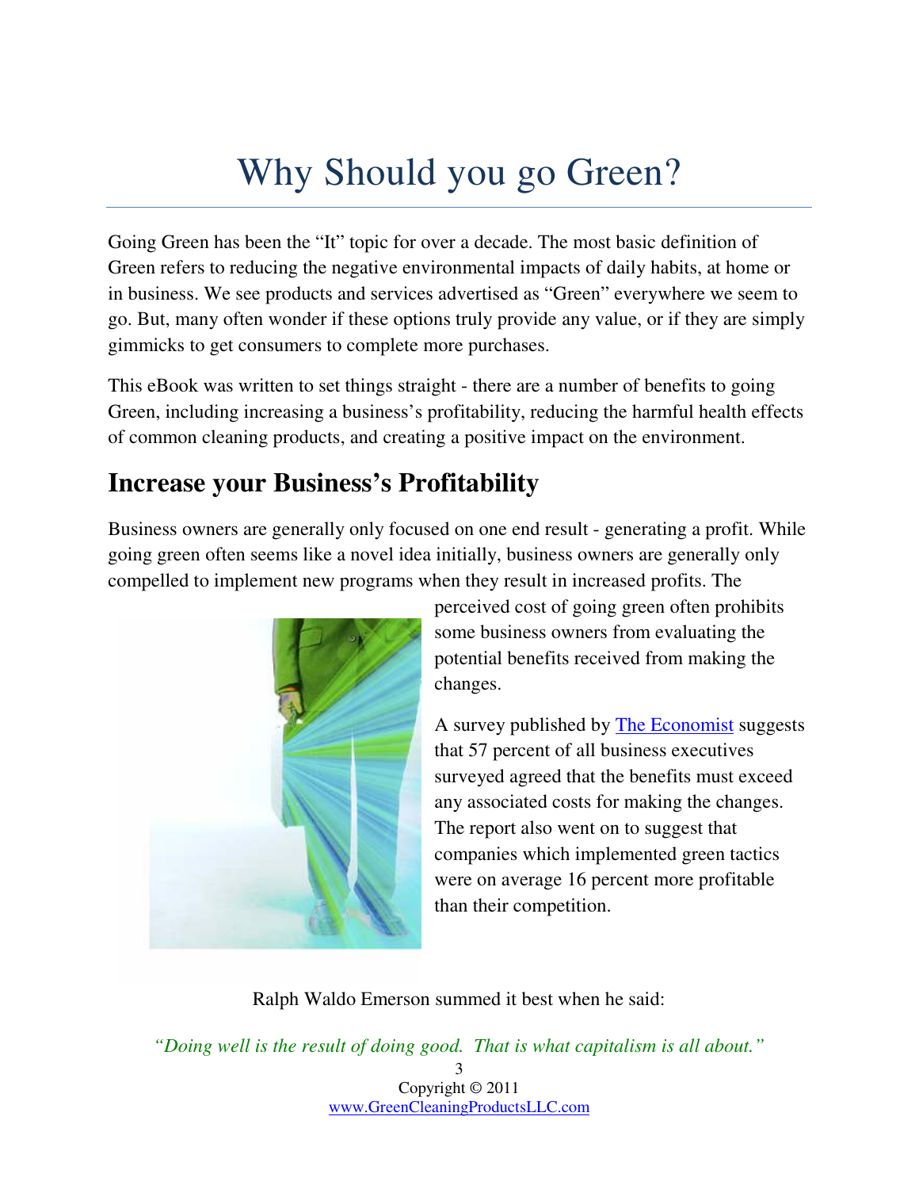# Why Should you go Green?

Going Green has been the "It" topic for over a decade. The most basic definition of Green refers to reducing the negative environmental impacts of daily habits, at home or in business. We see products and services advertised as "Green" everywhere we seem to go. But, many often wonder if these options truly provide any value, or if they are simply gimmicks to get consumers to complete more purchases.

This eBook was written to set things straight - there are a number of benefits to going Green, including increasing a business's profitability, reducing the harmful health effects of common cleaning products, and creating a positive impact on the environment.

## Increase your Business's Profitability

Business owners are generally only focused on one end result - generating a profit. While going green often seems like a novel idea initially, business owners are generally only compelled to implement new programs when they result in increased profits. The perceived cost of going green often prohibits some business owners from evaluating the potential benefits received from making the changes.

A survey published by [The Economist]() suggests that 57 percent of all business executives surveyed agreed that the benefits must exceed any associated costs for making the changes. The report also went on to suggest that companies which implemented green tactics were on average 16 percent more profitable than their competition.

Ralph Waldo Emerson summed it best when he said:

*"Doing well is the result of doing good. That is what capitalism is all about."*

Copyright © 2011
www.GreenCleaningProductsLLC.com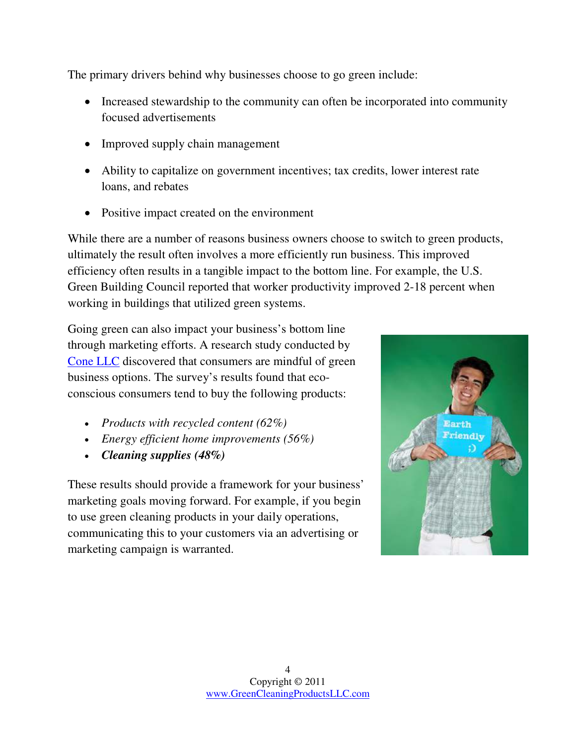The primary drivers behind why businesses choose to go green include:

- Increased stewardship to the community can often be incorporated into community focused advertisements
- Improved supply chain management
- Ability to capitalize on government incentives; tax credits, lower interest rate loans, and rebates
- Positive impact created on the environment

While there are a number of reasons business owners choose to switch to green products, ultimately the result often involves a more efficiently run business. This improved efficiency often results in a tangible impact to the bottom line. For example, the U.S. Green Building Council reported that worker productivity improved 2-18 percent when working in buildings that utilized green systems.

Going green can also impact your business's bottom line through marketing efforts. A research study conducted by Cone LLC discovered that consumers are mindful of green business options. The survey's results found that eco-conscious consumers tend to buy the following products:

- *Products with recycled content (62%)*
- *Energy efficient home improvements (56%)*
- ***Cleaning supplies (48%)***

These results should provide a framework for your business' marketing goals moving forward. For example, if you begin to use green cleaning products in your daily operations, communicating this to your customers via an advertising or marketing campaign is warranted.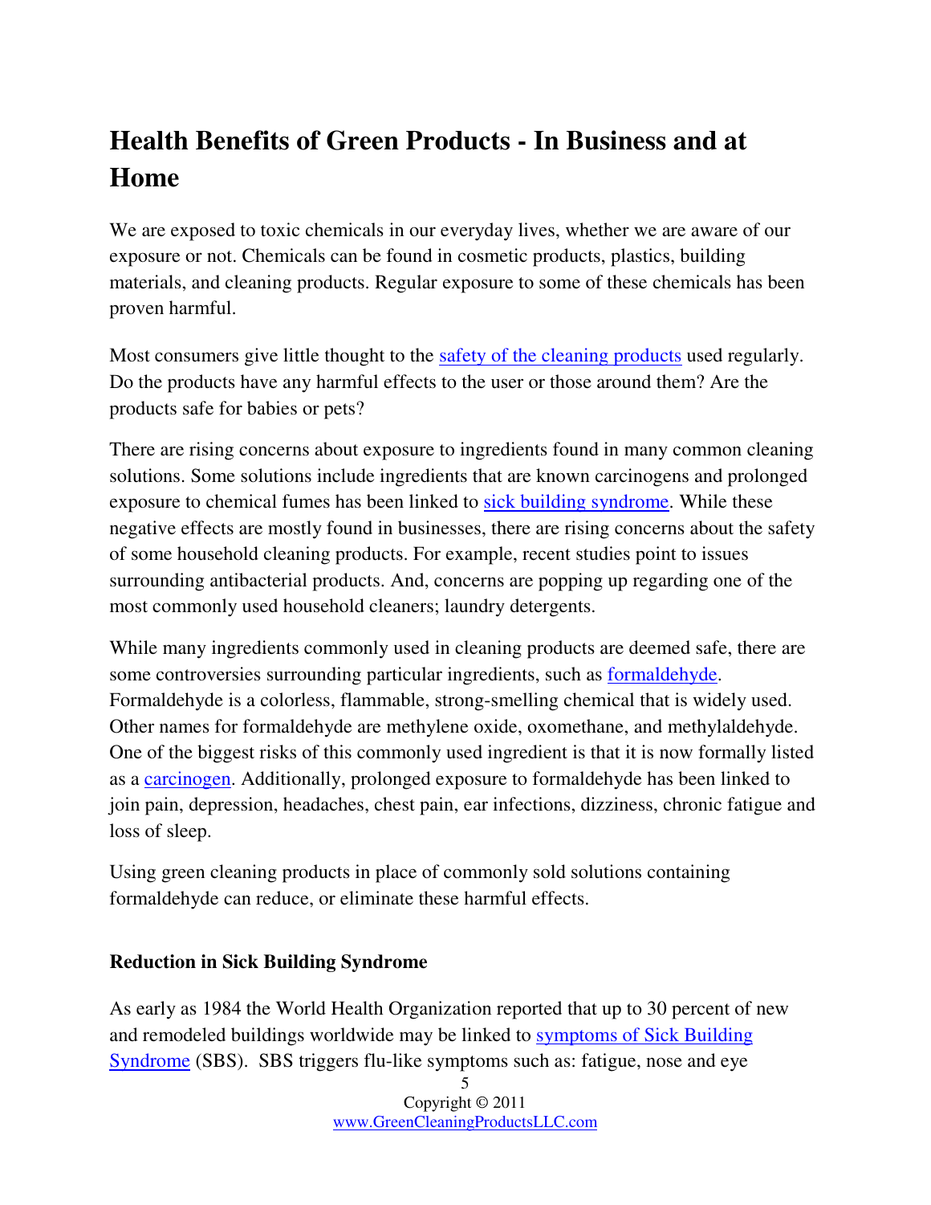# Health Benefits of Green Products - In Business and at Home

We are exposed to toxic chemicals in our everyday lives, whether we are aware of our exposure or not. Chemicals can be found in cosmetic products, plastics, building materials, and cleaning products. Regular exposure to some of these chemicals has been proven harmful.

Most consumers give little thought to the safety of the cleaning products used regularly. Do the products have any harmful effects to the user or those around them? Are the products safe for babies or pets?

There are rising concerns about exposure to ingredients found in many common cleaning solutions. Some solutions include ingredients that are known carcinogens and prolonged exposure to chemical fumes has been linked to sick building syndrome. While these negative effects are mostly found in businesses, there are rising concerns about the safety of some household cleaning products. For example, recent studies point to issues surrounding antibacterial products. And, concerns are popping up regarding one of the most commonly used household cleaners; laundry detergents.

While many ingredients commonly used in cleaning products are deemed safe, there are some controversies surrounding particular ingredients, such as formaldehyde. Formaldehyde is a colorless, flammable, strong-smelling chemical that is widely used. Other names for formaldehyde are methylene oxide, oxomethane, and methylaldehyde. One of the biggest risks of this commonly used ingredient is that it is now formally listed as a carcinogen. Additionally, prolonged exposure to formaldehyde has been linked to join pain, depression, headaches, chest pain, ear infections, dizziness, chronic fatigue and loss of sleep.

Using green cleaning products in place of commonly sold solutions containing formaldehyde can reduce, or eliminate these harmful effects.

### Reduction in Sick Building Syndrome

As early as 1984 the World Health Organization reported that up to 30 percent of new and remodeled buildings worldwide may be linked to symptoms of Sick Building Syndrome (SBS). SBS triggers flu-like symptoms such as: fatigue, nose and eye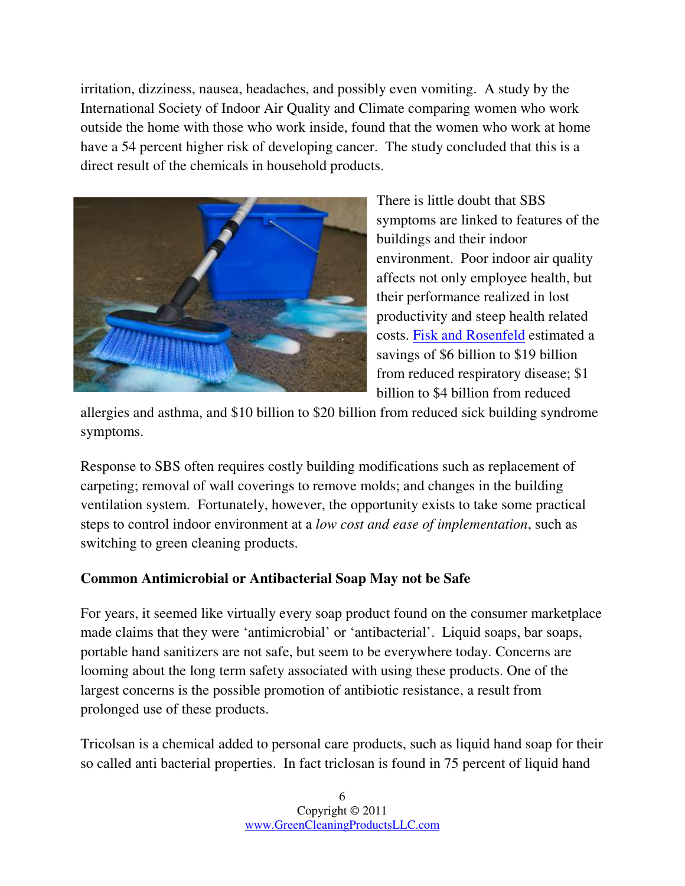irritation, dizziness, nausea, headaches, and possibly even vomiting. A study by the International Society of Indoor Air Quality and Climate comparing women who work outside the home with those who work inside, found that the women who work at home have a 54 percent higher risk of developing cancer. The study concluded that this is a direct result of the chemicals in household products.

There is little doubt that SBS symptoms are linked to features of the buildings and their indoor environment. Poor indoor air quality affects not only employee health, but their performance realized in lost productivity and steep health related costs. Fisk and Rosenfeld estimated a savings of $6 billion to $19 billion from reduced respiratory disease; $1 billion to $4 billion from reduced allergies and asthma, and $10 billion to $20 billion from reduced sick building syndrome symptoms.

Response to SBS often requires costly building modifications such as replacement of carpeting; removal of wall coverings to remove molds; and changes in the building ventilation system. Fortunately, however, the opportunity exists to take some practical steps to control indoor environment at a *low cost and ease of implementation*, such as switching to green cleaning products.

**Common Antimicrobial or Antibacterial Soap May not be Safe**

For years, it seemed like virtually every soap product found on the consumer marketplace made claims that they were 'antimicrobial' or 'antibacterial'. Liquid soaps, bar soaps, portable hand sanitizers are not safe, but seem to be everywhere today. Concerns are looming about the long term safety associated with using these products. One of the largest concerns is the possible promotion of antibiotic resistance, a result from prolonged use of these products.

Tricolsan is a chemical added to personal care products, such as liquid hand soap for their so called anti bacterial properties. In fact triclosan is found in 75 percent of liquid hand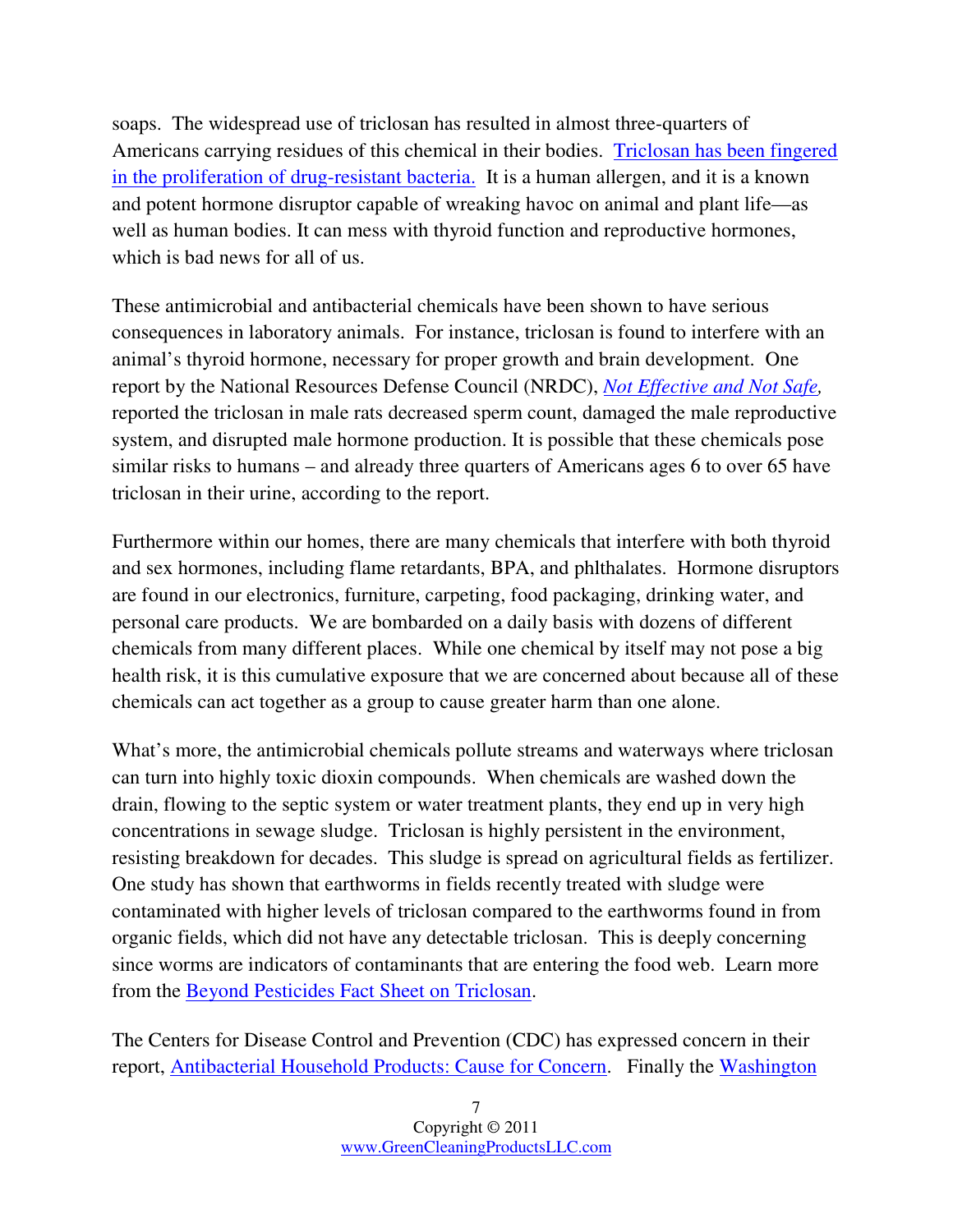soaps. The widespread use of triclosan has resulted in almost three-quarters of Americans carrying residues of this chemical in their bodies. Triclosan has been fingered in the proliferation of drug-resistant bacteria. It is a human allergen, and it is a known and potent hormone disruptor capable of wreaking havoc on animal and plant life—as well as human bodies. It can mess with thyroid function and reproductive hormones, which is bad news for all of us.

These antimicrobial and antibacterial chemicals have been shown to have serious consequences in laboratory animals. For instance, triclosan is found to interfere with an animal's thyroid hormone, necessary for proper growth and brain development. One report by the National Resources Defense Council (NRDC), *Not Effective and Not Safe,* reported the triclosan in male rats decreased sperm count, damaged the male reproductive system, and disrupted male hormone production. It is possible that these chemicals pose similar risks to humans – and already three quarters of Americans ages 6 to over 65 have triclosan in their urine, according to the report.

Furthermore within our homes, there are many chemicals that interfere with both thyroid and sex hormones, including flame retardants, BPA, and phlthalates. Hormone disruptors are found in our electronics, furniture, carpeting, food packaging, drinking water, and personal care products. We are bombarded on a daily basis with dozens of different chemicals from many different places. While one chemical by itself may not pose a big health risk, it is this cumulative exposure that we are concerned about because all of these chemicals can act together as a group to cause greater harm than one alone.

What's more, the antimicrobial chemicals pollute streams and waterways where triclosan can turn into highly toxic dioxin compounds. When chemicals are washed down the drain, flowing to the septic system or water treatment plants, they end up in very high concentrations in sewage sludge. Triclosan is highly persistent in the environment, resisting breakdown for decades. This sludge is spread on agricultural fields as fertilizer. One study has shown that earthworms in fields recently treated with sludge were contaminated with higher levels of triclosan compared to the earthworms found in from organic fields, which did not have any detectable triclosan. This is deeply concerning since worms are indicators of contaminants that are entering the food web. Learn more from the Beyond Pesticides Fact Sheet on Triclosan.

The Centers for Disease Control and Prevention (CDC) has expressed concern in their report, Antibacterial Household Products: Cause for Concern. Finally the Washington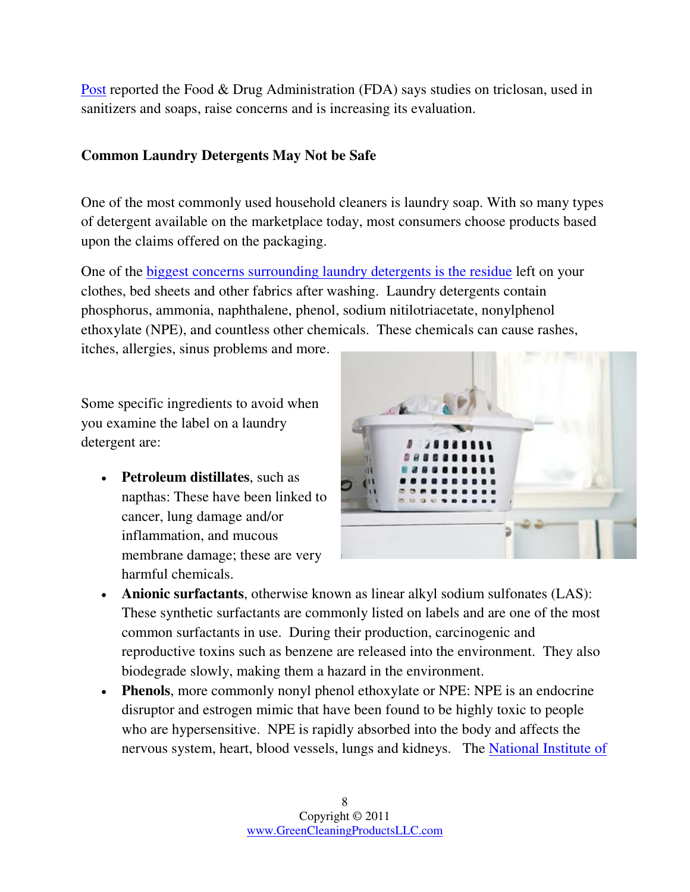Post reported the Food & Drug Administration (FDA) says studies on triclosan, used in sanitizers and soaps, raise concerns and is increasing its evaluation.

**Common Laundry Detergents May Not be Safe**

One of the most commonly used household cleaners is laundry soap. With so many types of detergent available on the marketplace today, most consumers choose products based upon the claims offered on the packaging.

One of the biggest concerns surrounding laundry detergents is the residue left on your clothes, bed sheets and other fabrics after washing. Laundry detergents contain phosphorus, ammonia, naphthalene, phenol, sodium nitilotriacetate, nonylphenol ethoxylate (NPE), and countless other chemicals. These chemicals can cause rashes, itches, allergies, sinus problems and more.

Some specific ingredients to avoid when you examine the label on a laundry detergent are:

- **Petroleum distillates**, such as napthas: These have been linked to cancer, lung damage and/or inflammation, and mucous membrane damage; these are very harmful chemicals.
- **Anionic surfactants**, otherwise known as linear alkyl sodium sulfonates (LAS): These synthetic surfactants are commonly listed on labels and are one of the most common surfactants in use. During their production, carcinogenic and reproductive toxins such as benzene are released into the environment. They also biodegrade slowly, making them a hazard in the environment.
- **Phenols**, more commonly nonyl phenol ethoxylate or NPE: NPE is an endocrine disruptor and estrogen mimic that have been found to be highly toxic to people who are hypersensitive. NPE is rapidly absorbed into the body and affects the nervous system, heart, blood vessels, lungs and kidneys. The National Institute of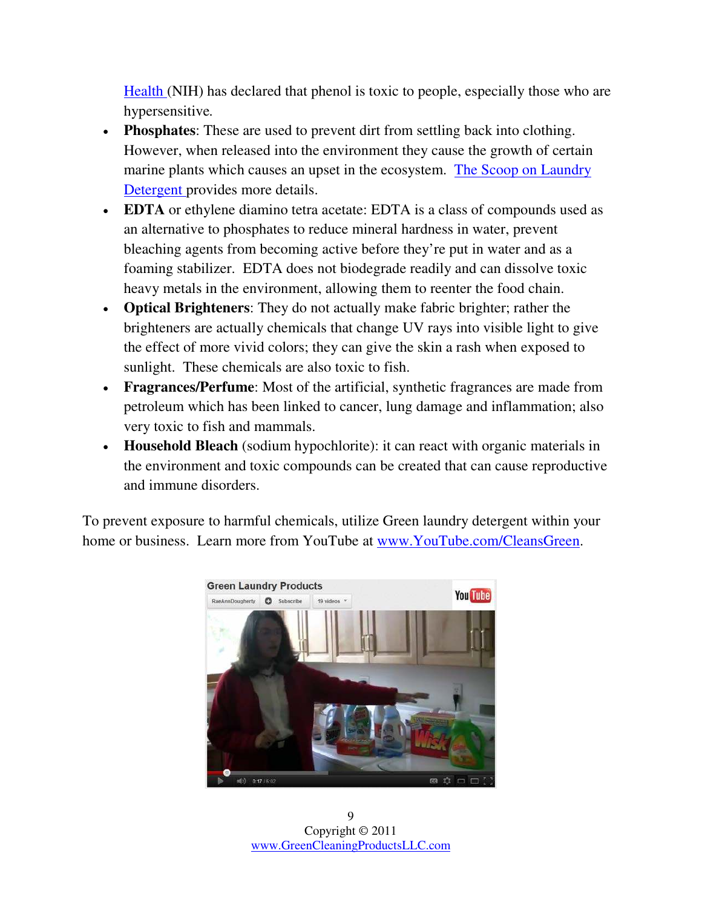Health (NIH) has declared that phenol is toxic to people, especially those who are hypersensitive.

- **Phosphates**: These are used to prevent dirt from settling back into clothing. However, when released into the environment they cause the growth of certain marine plants which causes an upset in the ecosystem. The Scoop on Laundry Detergent provides more details.
- **EDTA** or ethylene diamino tetra acetate: EDTA is a class of compounds used as an alternative to phosphates to reduce mineral hardness in water, prevent bleaching agents from becoming active before they're put in water and as a foaming stabilizer. EDTA does not biodegrade readily and can dissolve toxic heavy metals in the environment, allowing them to reenter the food chain.
- **Optical Brighteners**: They do not actually make fabric brighter; rather the brighteners are actually chemicals that change UV rays into visible light to give the effect of more vivid colors; they can give the skin a rash when exposed to sunlight. These chemicals are also toxic to fish.
- **Fragrances/Perfume**: Most of the artificial, synthetic fragrances are made from petroleum which has been linked to cancer, lung damage and inflammation; also very toxic to fish and mammals.
- **Household Bleach** (sodium hypochlorite): it can react with organic materials in the environment and toxic compounds can be created that can cause reproductive and immune disorders.

To prevent exposure to harmful chemicals, utilize Green laundry detergent within your home or business. Learn more from YouTube at www.YouTube.com/CleansGreen.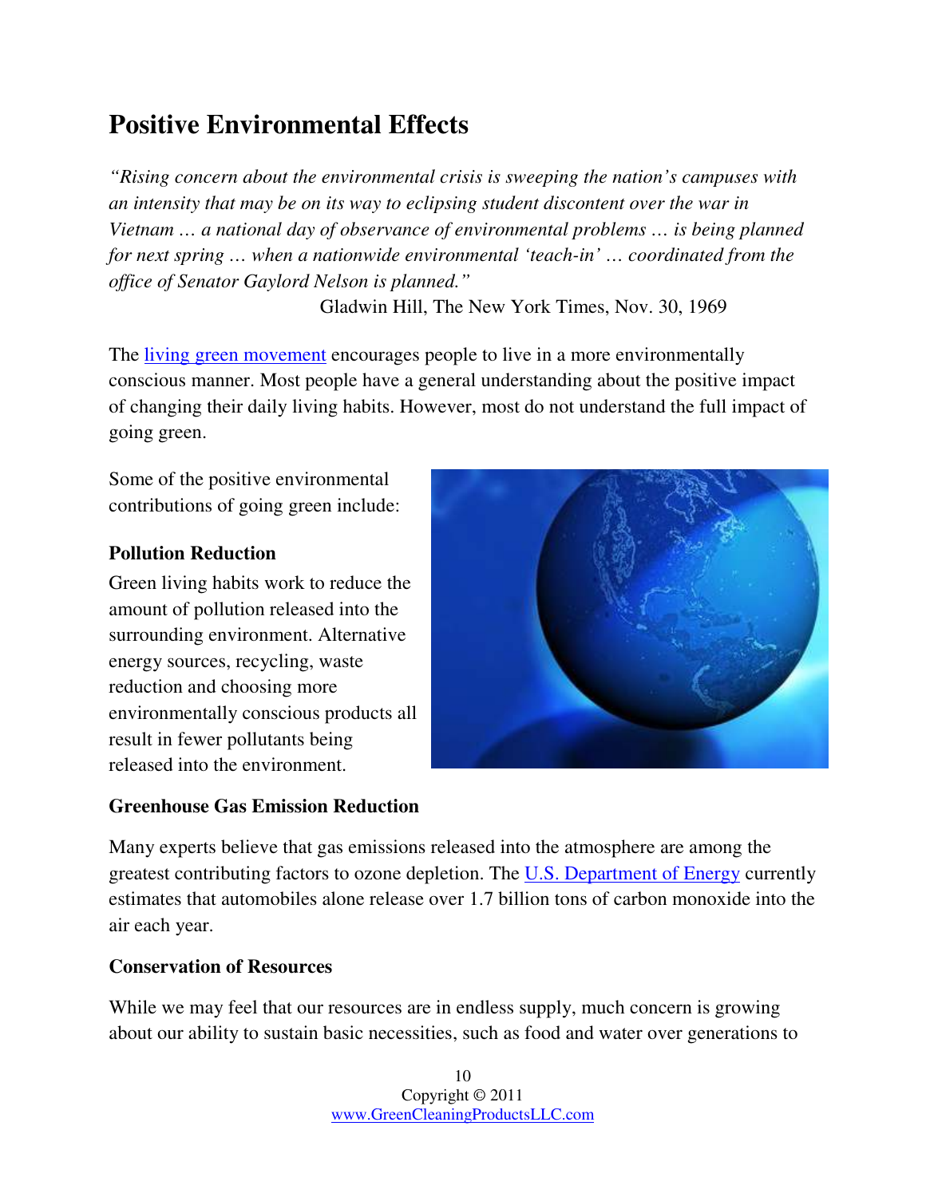## Positive Environmental Effects

*"Rising concern about the environmental crisis is sweeping the nation's campuses with an intensity that may be on its way to eclipsing student discontent over the war in Vietnam … a national day of observance of environmental problems … is being planned for next spring … when a nationwide environmental 'teach-in' … coordinated from the office of Senator Gaylord Nelson is planned."*

Gladwin Hill, The New York Times, Nov. 30, 1969

The living green movement encourages people to live in a more environmentally conscious manner. Most people have a general understanding about the positive impact of changing their daily living habits. However, most do not understand the full impact of going green.

Some of the positive environmental contributions of going green include:

**Pollution Reduction**

Green living habits work to reduce the amount of pollution released into the surrounding environment. Alternative energy sources, recycling, waste reduction and choosing more environmentally conscious products all result in fewer pollutants being released into the environment.

**Greenhouse Gas Emission Reduction**

Many experts believe that gas emissions released into the atmosphere are among the greatest contributing factors to ozone depletion. The U.S. Department of Energy currently estimates that automobiles alone release over 1.7 billion tons of carbon monoxide into the air each year.

**Conservation of Resources**

While we may feel that our resources are in endless supply, much concern is growing about our ability to sustain basic necessities, such as food and water over generations to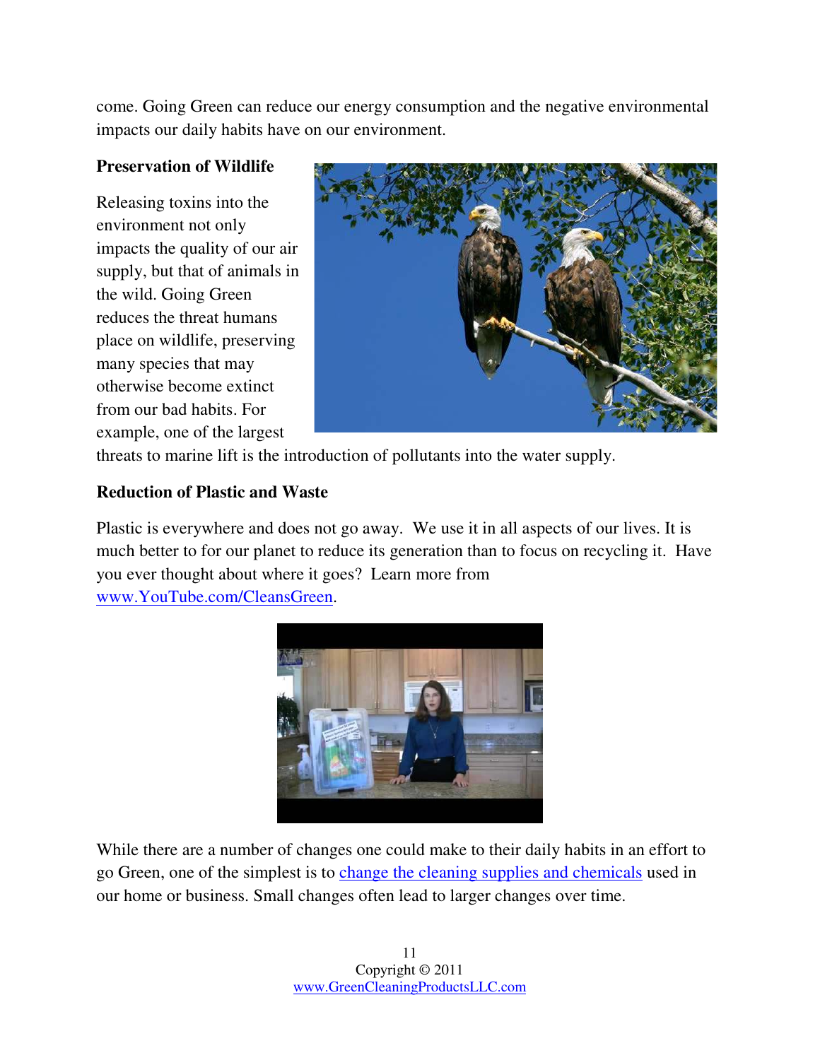come. Going Green can reduce our energy consumption and the negative environmental impacts our daily habits have on our environment.

**Preservation of Wildlife**

Releasing toxins into the environment not only impacts the quality of our air supply, but that of animals in the wild. Going Green reduces the threat humans place on wildlife, preserving many species that may otherwise become extinct from our bad habits. For example, one of the largest threats to marine lift is the introduction of pollutants into the water supply.

**Reduction of Plastic and Waste**

Plastic is everywhere and does not go away. We use it in all aspects of our lives. It is much better to for our planet to reduce its generation than to focus on recycling it. Have you ever thought about where it goes? Learn more from www.YouTube.com/CleansGreen.

While there are a number of changes one could make to their daily habits in an effort to go Green, one of the simplest is to change the cleaning supplies and chemicals used in our home or business. Small changes often lead to larger changes over time.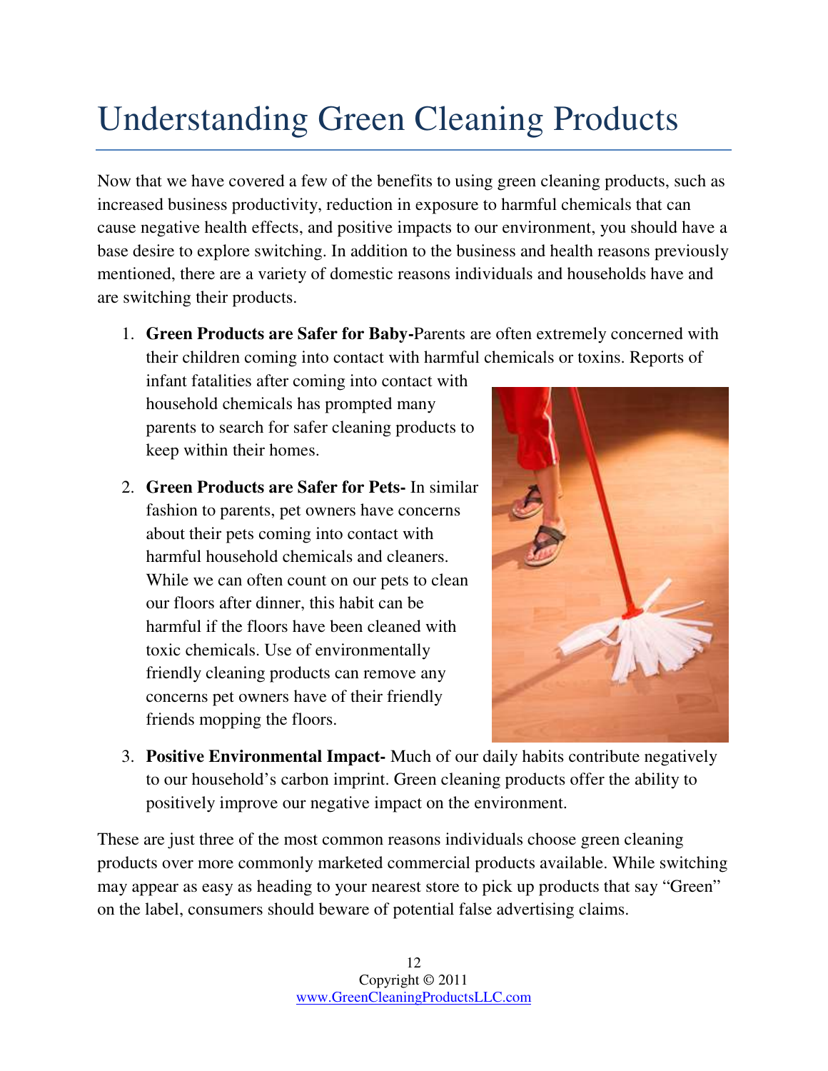# Understanding Green Cleaning Products

Now that we have covered a few of the benefits to using green cleaning products, such as increased business productivity, reduction in exposure to harmful chemicals that can cause negative health effects, and positive impacts to our environment, you should have a base desire to explore switching. In addition to the business and health reasons previously mentioned, there are a variety of domestic reasons individuals and households have and are switching their products.

1. **Green Products are Safer for Baby-**Parents are often extremely concerned with their children coming into contact with harmful chemicals or toxins. Reports of infant fatalities after coming into contact with household chemicals has prompted many parents to search for safer cleaning products to keep within their homes.
2. **Green Products are Safer for Pets-** In similar fashion to parents, pet owners have concerns about their pets coming into contact with harmful household chemicals and cleaners. While we can often count on our pets to clean our floors after dinner, this habit can be harmful if the floors have been cleaned with toxic chemicals. Use of environmentally friendly cleaning products can remove any concerns pet owners have of their friendly friends mopping the floors.
3. **Positive Environmental Impact-** Much of our daily habits contribute negatively to our household's carbon imprint. Green cleaning products offer the ability to positively improve our negative impact on the environment.

These are just three of the most common reasons individuals choose green cleaning products over more commonly marketed commercial products available. While switching may appear as easy as heading to your nearest store to pick up products that say "Green" on the label, consumers should beware of potential false advertising claims.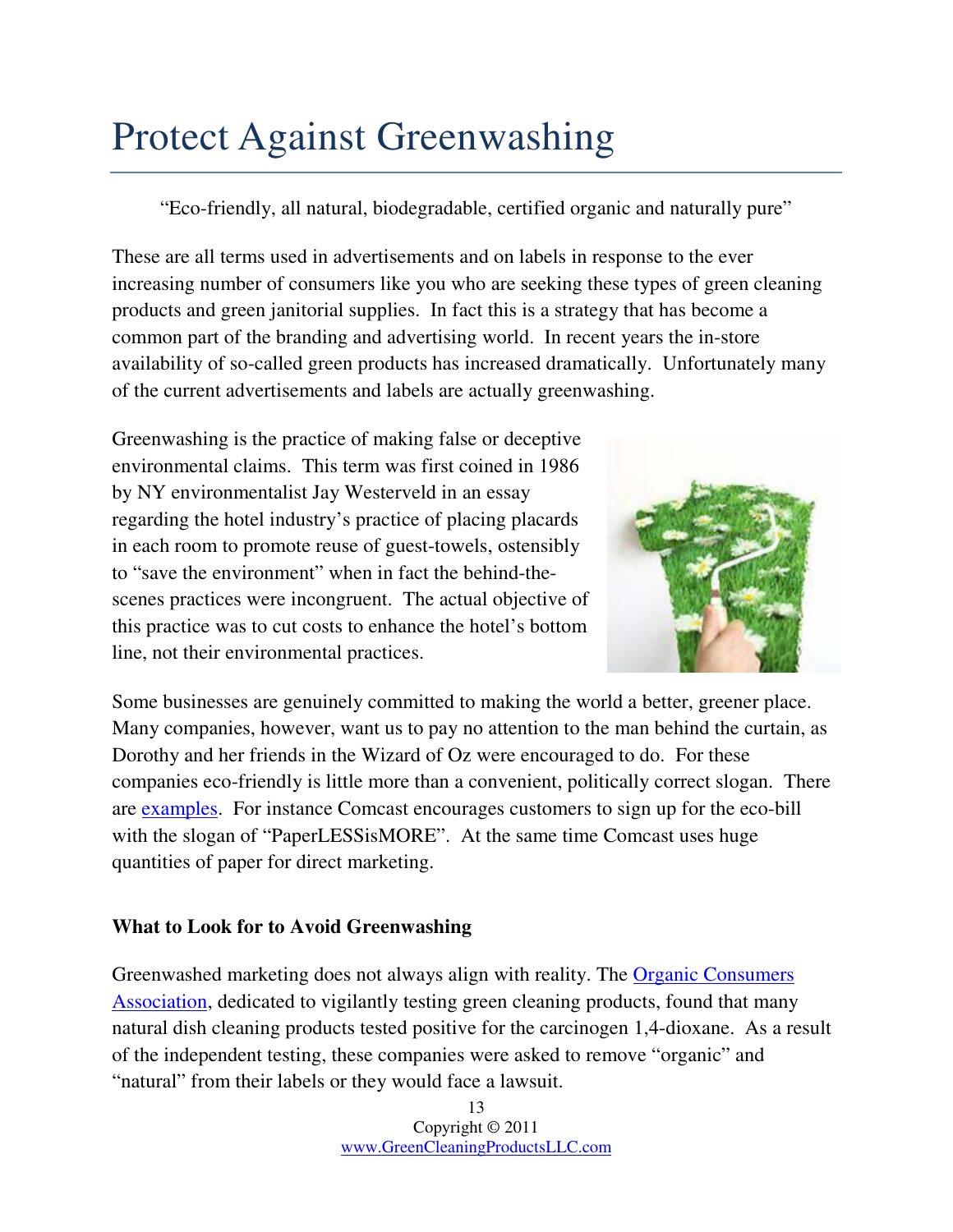# Protect Against Greenwashing

"Eco-friendly, all natural, biodegradable, certified organic and naturally pure"

These are all terms used in advertisements and on labels in response to the ever increasing number of consumers like you who are seeking these types of green cleaning products and green janitorial supplies. In fact this is a strategy that has become a common part of the branding and advertising world. In recent years the in-store availability of so-called green products has increased dramatically. Unfortunately many of the current advertisements and labels are actually greenwashing.

Greenwashing is the practice of making false or deceptive environmental claims. This term was first coined in 1986 by NY environmentalist Jay Westerveld in an essay regarding the hotel industry's practice of placing placards in each room to promote reuse of guest-towels, ostensibly to "save the environment" when in fact the behind-the-scenes practices were incongruent. The actual objective of this practice was to cut costs to enhance the hotel's bottom line, not their environmental practices.

Some businesses are genuinely committed to making the world a better, greener place. Many companies, however, want us to pay no attention to the man behind the curtain, as Dorothy and her friends in the Wizard of Oz were encouraged to do. For these companies eco-friendly is little more than a convenient, politically correct slogan. There are examples. For instance Comcast encourages customers to sign up for the eco-bill with the slogan of "PaperLESSisMORE". At the same time Comcast uses huge quantities of paper for direct marketing.

**What to Look for to Avoid Greenwashing**

Greenwashed marketing does not always align with reality. The Organic Consumers Association, dedicated to vigilantly testing green cleaning products, found that many natural dish cleaning products tested positive for the carcinogen 1,4-dioxane. As a result of the independent testing, these companies were asked to remove "organic" and "natural" from their labels or they would face a lawsuit.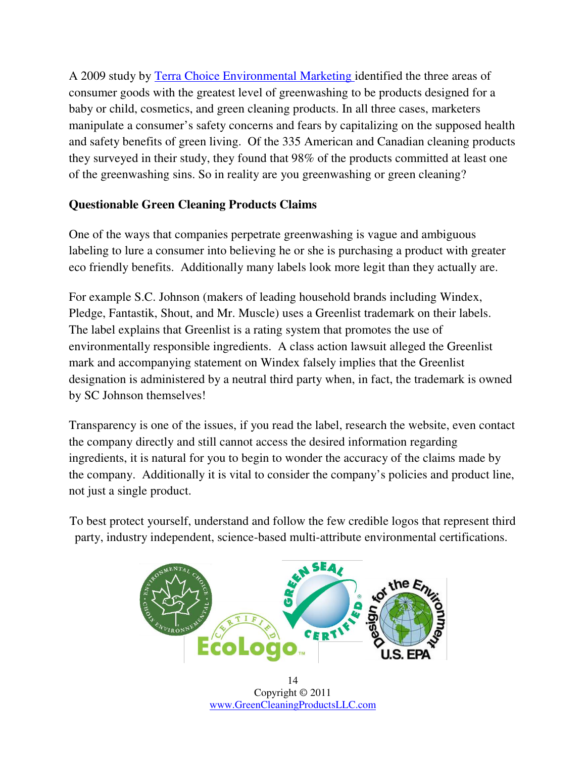A 2009 study by [Terra Choice Environmental Marketing](#) identified the three areas of consumer goods with the greatest level of greenwashing to be products designed for a baby or child, cosmetics, and green cleaning products. In all three cases, marketers manipulate a consumer's safety concerns and fears by capitalizing on the supposed health and safety benefits of green living. Of the 335 American and Canadian cleaning products they surveyed in their study, they found that 98% of the products committed at least one of the greenwashing sins. So in reality are you greenwashing or green cleaning?

**Questionable Green Cleaning Products Claims**

One of the ways that companies perpetrate greenwashing is vague and ambiguous labeling to lure a consumer into believing he or she is purchasing a product with greater eco friendly benefits. Additionally many labels look more legit than they actually are.

For example S.C. Johnson (makers of leading household brands including Windex, Pledge, Fantastik, Shout, and Mr. Muscle) uses a Greenlist trademark on their labels. The label explains that Greenlist is a rating system that promotes the use of environmentally responsible ingredients. A class action lawsuit alleged the Greenlist mark and accompanying statement on Windex falsely implies that the Greenlist designation is administered by a neutral third party when, in fact, the trademark is owned by SC Johnson themselves!

Transparency is one of the issues, if you read the label, research the website, even contact the company directly and still cannot access the desired information regarding ingredients, it is natural for you to begin to wonder the accuracy of the claims made by the company. Additionally it is vital to consider the company's policies and product line, not just a single product.

To best protect yourself, understand and follow the few credible logos that represent third party, industry independent, science-based multi-attribute environmental certifications.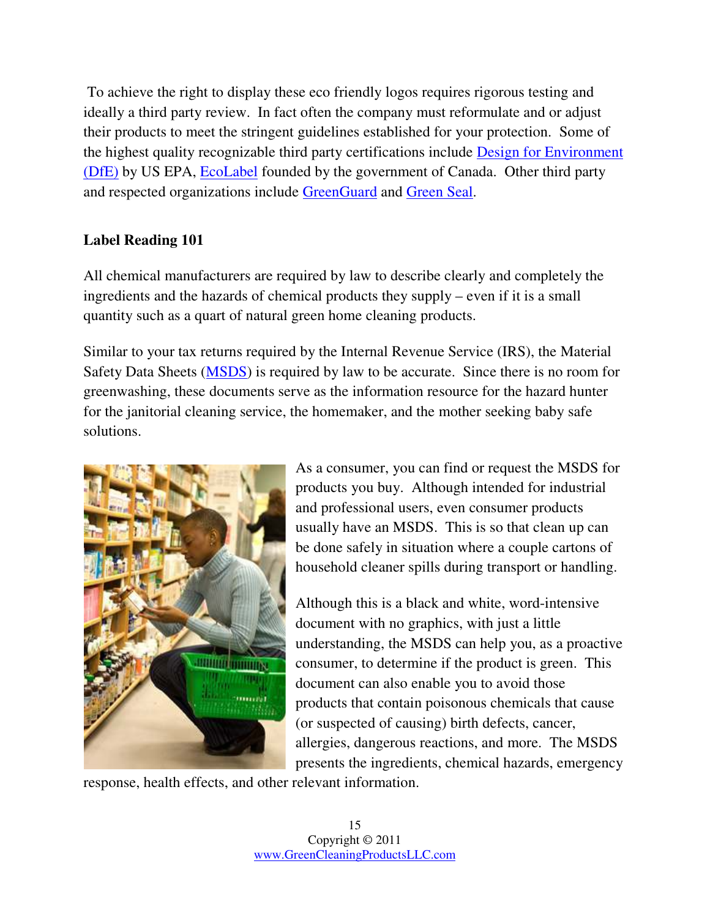To achieve the right to display these eco friendly logos requires rigorous testing and ideally a third party review. In fact often the company must reformulate and or adjust their products to meet the stringent guidelines established for your protection. Some of the highest quality recognizable third party certifications include Design for Environment (DfE) by US EPA, EcoLabel founded by the government of Canada. Other third party and respected organizations include GreenGuard and Green Seal.

**Label Reading 101**

All chemical manufacturers are required by law to describe clearly and completely the ingredients and the hazards of chemical products they supply – even if it is a small quantity such as a quart of natural green home cleaning products.

Similar to your tax returns required by the Internal Revenue Service (IRS), the Material Safety Data Sheets (MSDS) is required by law to be accurate. Since there is no room for greenwashing, these documents serve as the information resource for the hazard hunter for the janitorial cleaning service, the homemaker, and the mother seeking baby safe solutions.

As a consumer, you can find or request the MSDS for products you buy. Although intended for industrial and professional users, even consumer products usually have an MSDS. This is so that clean up can be done safely in situation where a couple cartons of household cleaner spills during transport or handling.

Although this is a black and white, word-intensive document with no graphics, with just a little understanding, the MSDS can help you, as a proactive consumer, to determine if the product is green. This document can also enable you to avoid those products that contain poisonous chemicals that cause (or suspected of causing) birth defects, cancer, allergies, dangerous reactions, and more. The MSDS presents the ingredients, chemical hazards, emergency response, health effects, and other relevant information.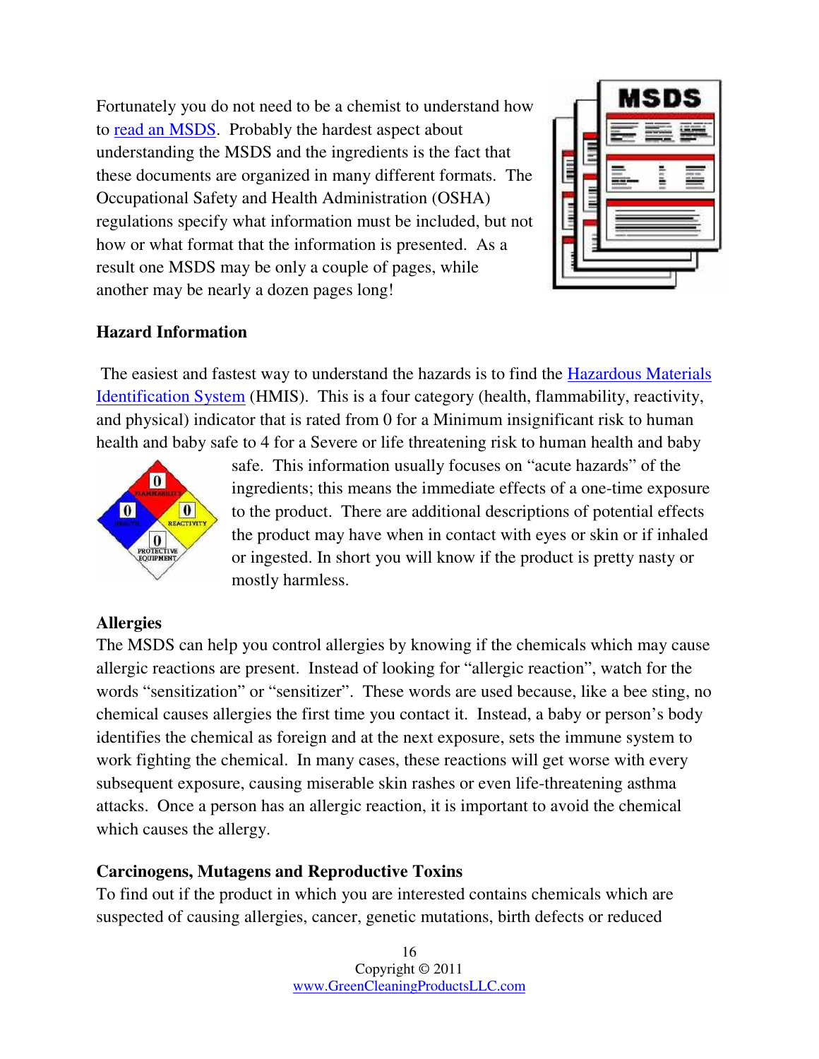Fortunately you do not need to be a chemist to understand how to read an MSDS. Probably the hardest aspect about understanding the MSDS and the ingredients is the fact that these documents are organized in many different formats. The Occupational Safety and Health Administration (OSHA) regulations specify what information must be included, but not how or what format that the information is presented. As a result one MSDS may be only a couple of pages, while another may be nearly a dozen pages long!

**Hazard Information**

The easiest and fastest way to understand the hazards is to find the Hazardous Materials Identification System (HMIS). This is a four category (health, flammability, reactivity, and physical) indicator that is rated from 0 for a Minimum insignificant risk to human health and baby safe to 4 for a Severe or life threatening risk to human health and baby safe. This information usually focuses on "acute hazards" of the ingredients; this means the immediate effects of a one-time exposure to the product. There are additional descriptions of potential effects the product may have when in contact with eyes or skin or if inhaled or ingested. In short you will know if the product is pretty nasty or mostly harmless.

**Allergies**

The MSDS can help you control allergies by knowing if the chemicals which may cause allergic reactions are present. Instead of looking for "allergic reaction", watch for the words "sensitization" or "sensitizer". These words are used because, like a bee sting, no chemical causes allergies the first time you contact it. Instead, a baby or person's body identifies the chemical as foreign and at the next exposure, sets the immune system to work fighting the chemical. In many cases, these reactions will get worse with every subsequent exposure, causing miserable skin rashes or even life-threatening asthma attacks. Once a person has an allergic reaction, it is important to avoid the chemical which causes the allergy.

**Carcinogens, Mutagens and Reproductive Toxins**

To find out if the product in which you are interested contains chemicals which are suspected of causing allergies, cancer, genetic mutations, birth defects or reduced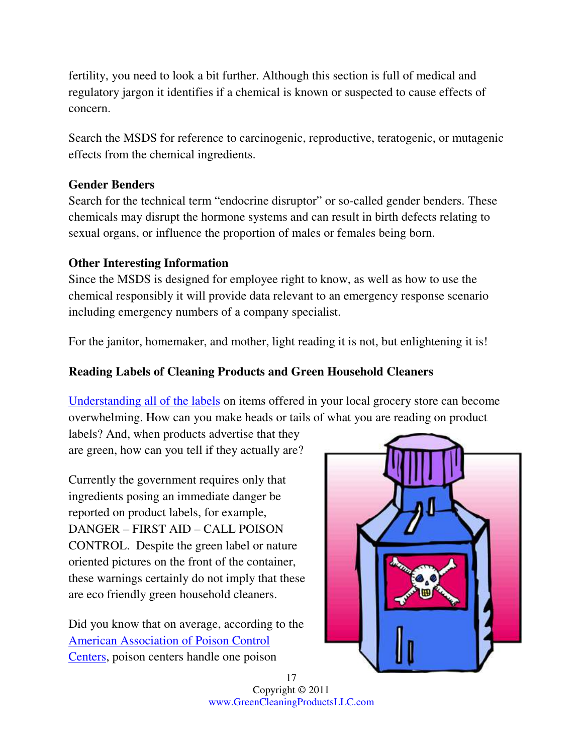fertility, you need to look a bit further. Although this section is full of medical and regulatory jargon it identifies if a chemical is known or suspected to cause effects of concern.

Search the MSDS for reference to carcinogenic, reproductive, teratogenic, or mutagenic effects from the chemical ingredients.

**Gender Benders**

Search for the technical term "endocrine disruptor" or so-called gender benders. These chemicals may disrupt the hormone systems and can result in birth defects relating to sexual organs, or influence the proportion of males or females being born.

**Other Interesting Information**

Since the MSDS is designed for employee right to know, as well as how to use the chemical responsibly it will provide data relevant to an emergency response scenario including emergency numbers of a company specialist.

For the janitor, homemaker, and mother, light reading it is not, but enlightening it is!

### Reading Labels of Cleaning Products and Green Household Cleaners

Understanding all of the labels on items offered in your local grocery store can become overwhelming. How can you make heads or tails of what you are reading on product labels? And, when products advertise that they are green, how can you tell if they actually are?

Currently the government requires only that ingredients posing an immediate danger be reported on product labels, for example, DANGER – FIRST AID – CALL POISON CONTROL. Despite the green label or nature oriented pictures on the front of the container, these warnings certainly do not imply that these are eco friendly green household cleaners.

Did you know that on average, according to the American Association of Poison Control Centers, poison centers handle one poison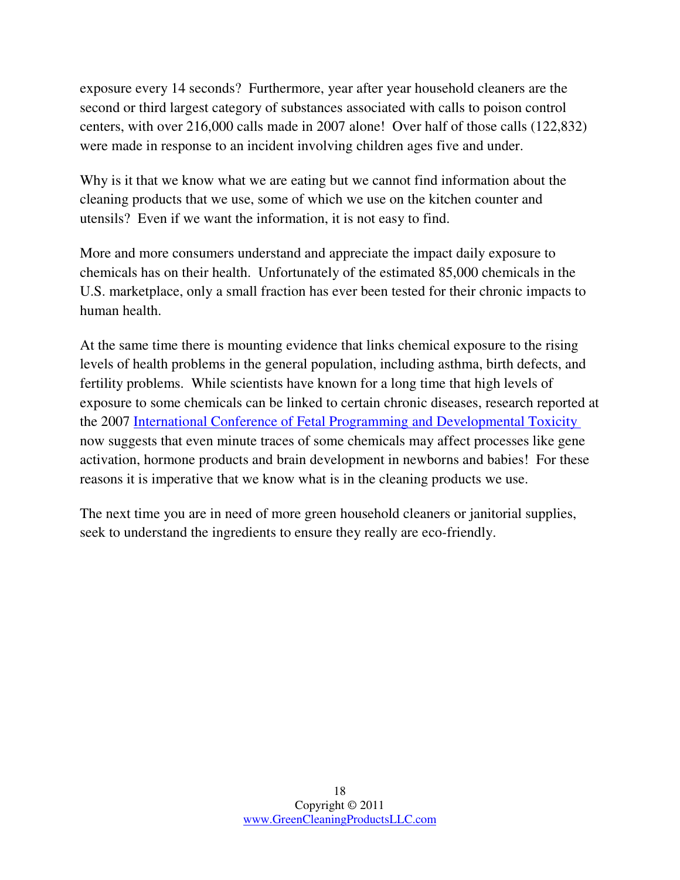exposure every 14 seconds? Furthermore, year after year household cleaners are the second or third largest category of substances associated with calls to poison control centers, with over 216,000 calls made in 2007 alone! Over half of those calls (122,832) were made in response to an incident involving children ages five and under.

Why is it that we know what we are eating but we cannot find information about the cleaning products that we use, some of which we use on the kitchen counter and utensils? Even if we want the information, it is not easy to find.

More and more consumers understand and appreciate the impact daily exposure to chemicals has on their health. Unfortunately of the estimated 85,000 chemicals in the U.S. marketplace, only a small fraction has ever been tested for their chronic impacts to human health.

At the same time there is mounting evidence that links chemical exposure to the rising levels of health problems in the general population, including asthma, birth defects, and fertility problems. While scientists have known for a long time that high levels of exposure to some chemicals can be linked to certain chronic diseases, research reported at the 2007 International Conference of Fetal Programming and Developmental Toxicity now suggests that even minute traces of some chemicals may affect processes like gene activation, hormone products and brain development in newborns and babies! For these reasons it is imperative that we know what is in the cleaning products we use.

The next time you are in need of more green household cleaners or janitorial supplies, seek to understand the ingredients to ensure they really are eco-friendly.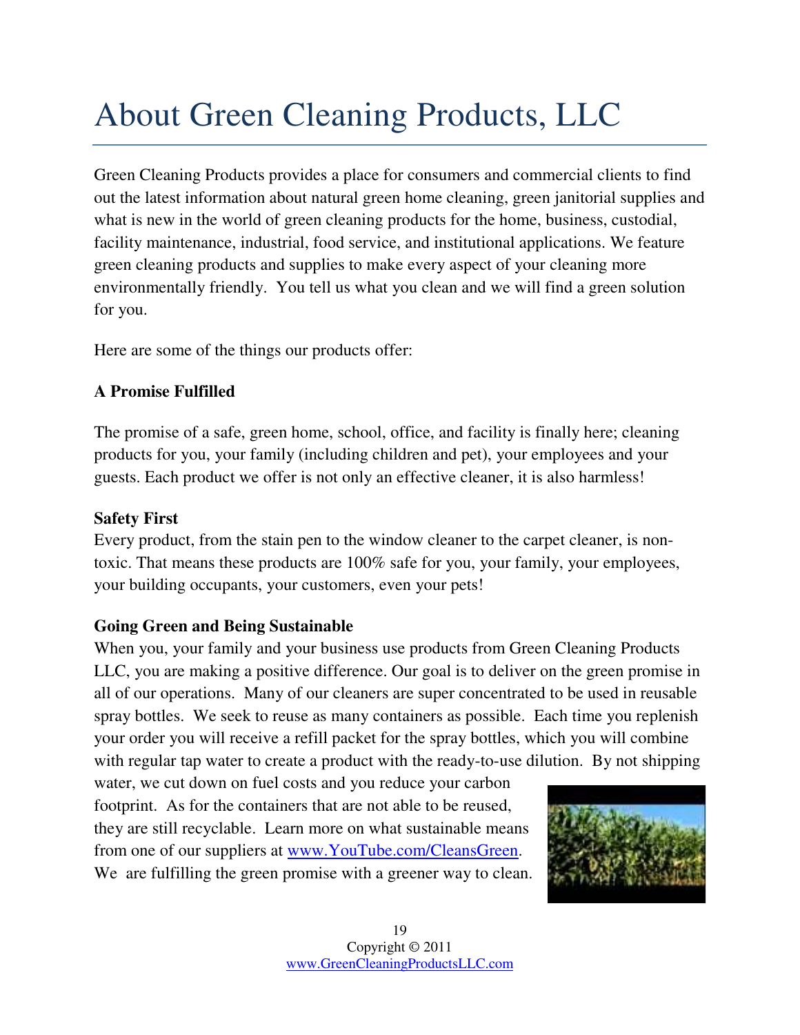# About Green Cleaning Products, LLC

Green Cleaning Products provides a place for consumers and commercial clients to find out the latest information about natural green home cleaning, green janitorial supplies and what is new in the world of green cleaning products for the home, business, custodial, facility maintenance, industrial, food service, and institutional applications. We feature green cleaning products and supplies to make every aspect of your cleaning more environmentally friendly. You tell us what you clean and we will find a green solution for you.

Here are some of the things our products offer:

**A Promise Fulfilled**

The promise of a safe, green home, school, office, and facility is finally here; cleaning products for you, your family (including children and pet), your employees and your guests. Each product we offer is not only an effective cleaner, it is also harmless!

**Safety First**

Every product, from the stain pen to the window cleaner to the carpet cleaner, is non-toxic. That means these products are 100% safe for you, your family, your employees, your building occupants, your customers, even your pets!

**Going Green and Being Sustainable**

When you, your family and your business use products from Green Cleaning Products LLC, you are making a positive difference. Our goal is to deliver on the green promise in all of our operations. Many of our cleaners are super concentrated to be used in reusable spray bottles. We seek to reuse as many containers as possible. Each time you replenish your order you will receive a refill packet for the spray bottles, which you will combine with regular tap water to create a product with the ready-to-use dilution. By not shipping water, we cut down on fuel costs and you reduce your carbon footprint. As for the containers that are not able to be reused, they are still recyclable. Learn more on what sustainable means from one of our suppliers at [www.YouTube.com/CleansGreen](http://www.YouTube.com/CleansGreen). We are fulfilling the green promise with a greener way to clean.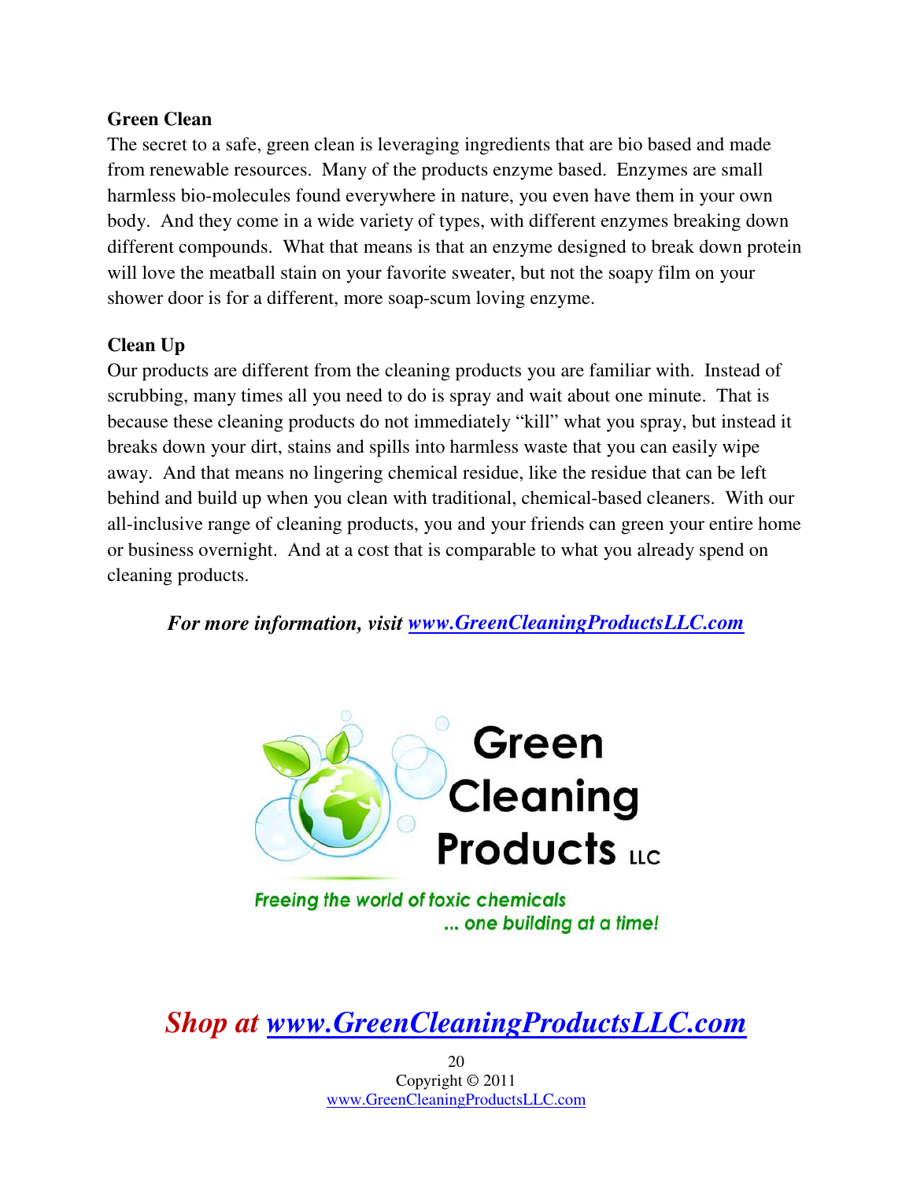### Green Clean

The secret to a safe, green clean is leveraging ingredients that are bio based and made from renewable resources. Many of the products enzyme based. Enzymes are small harmless bio-molecules found everywhere in nature, you even have them in your own body. And they come in a wide variety of types, with different enzymes breaking down different compounds. What that means is that an enzyme designed to break down protein will love the meatball stain on your favorite sweater, but not the soapy film on your shower door is for a different, more soap-scum loving enzyme.

### Clean Up

Our products are different from the cleaning products you are familiar with. Instead of scrubbing, many times all you need to do is spray and wait about one minute. That is because these cleaning products do not immediately "kill" what you spray, but instead it breaks down your dirt, stains and spills into harmless waste that you can easily wipe away. And that means no lingering chemical residue, like the residue that can be left behind and build up when you clean with traditional, chemical-based cleaners. With our all-inclusive range of cleaning products, you and your friends can green your entire home or business overnight. And at a cost that is comparable to what you already spend on cleaning products.

***For more information, visit [www.GreenCleaningProductsLLC.com](http://www.GreenCleaningProductsLLC.com)***

Green Cleaning Products LLC

Freeing the world of toxic chemicals ... one building at a time!

## ***Shop at [www.GreenCleaningProductsLLC.com](http://www.GreenCleaningProductsLLC.com)***

Copyright © 2011
www.GreenCleaningProductsLLC.com